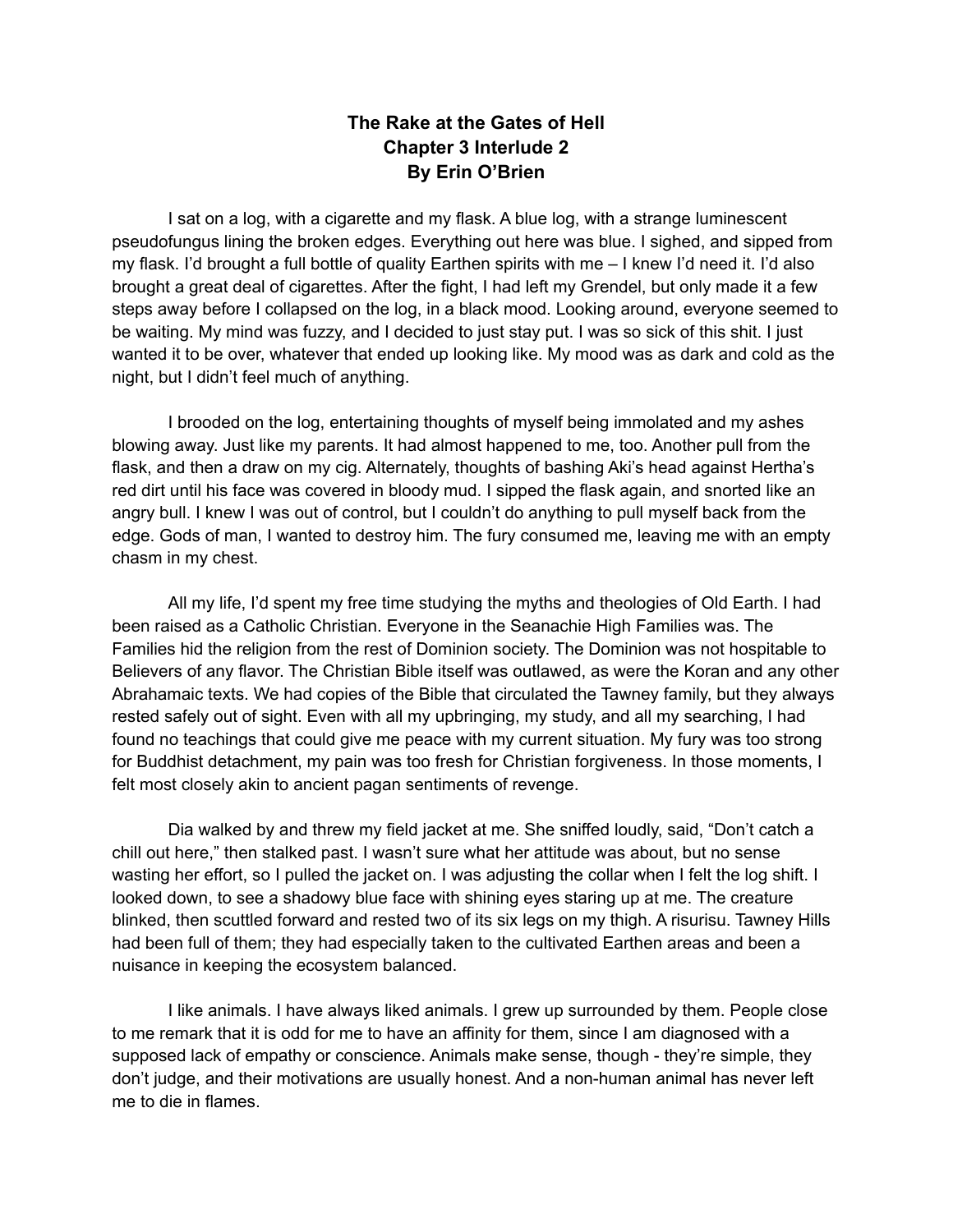# The Rake at the Gates of Hell
## Chapter 3 Interlude 2
### By Erin O'Brien

I sat on a log, with a cigarette and my flask. A blue log, with a strange luminescent pseudofungus lining the broken edges. Everything out here was blue. I sighed, and sipped from my flask. I'd brought a full bottle of quality Earthen spirits with me – I knew I'd need it. I'd also brought a great deal of cigarettes. After the fight, I had left my Grendel, but only made it a few steps away before I collapsed on the log, in a black mood. Looking around, everyone seemed to be waiting. My mind was fuzzy, and I decided to just stay put. I was so sick of this shit. I just wanted it to be over, whatever that ended up looking like. My mood was as dark and cold as the night, but I didn't feel much of anything.

I brooded on the log, entertaining thoughts of myself being immolated and my ashes blowing away. Just like my parents. It had almost happened to me, too. Another pull from the flask, and then a draw on my cig. Alternately, thoughts of bashing Aki's head against Hertha's red dirt until his face was covered in bloody mud. I sipped the flask again, and snorted like an angry bull. I knew I was out of control, but I couldn't do anything to pull myself back from the edge. Gods of man, I wanted to destroy him. The fury consumed me, leaving me with an empty chasm in my chest.

All my life, I'd spent my free time studying the myths and theologies of Old Earth. I had been raised as a Catholic Christian. Everyone in the Seanachie High Families was. The Families hid the religion from the rest of Dominion society. The Dominion was not hospitable to Believers of any flavor. The Christian Bible itself was outlawed, as were the Koran and any other Abrahamaic texts. We had copies of the Bible that circulated the Tawney family, but they always rested safely out of sight. Even with all my upbringing, my study, and all my searching, I had found no teachings that could give me peace with my current situation. My fury was too strong for Buddhist detachment, my pain was too fresh for Christian forgiveness. In those moments, I felt most closely akin to ancient pagan sentiments of revenge.

Dia walked by and threw my field jacket at me. She sniffed loudly, said, "Don't catch a chill out here," then stalked past. I wasn't sure what her attitude was about, but no sense wasting her effort, so I pulled the jacket on. I was adjusting the collar when I felt the log shift. I looked down, to see a shadowy blue face with shining eyes staring up at me. The creature blinked, then scuttled forward and rested two of its six legs on my thigh. A risurisu. Tawney Hills had been full of them; they had especially taken to the cultivated Earthen areas and been a nuisance in keeping the ecosystem balanced.

I like animals. I have always liked animals. I grew up surrounded by them. People close to me remark that it is odd for me to have an affinity for them, since I am diagnosed with a supposed lack of empathy or conscience. Animals make sense, though - they're simple, they don't judge, and their motivations are usually honest. And a non-human animal has never left me to die in flames.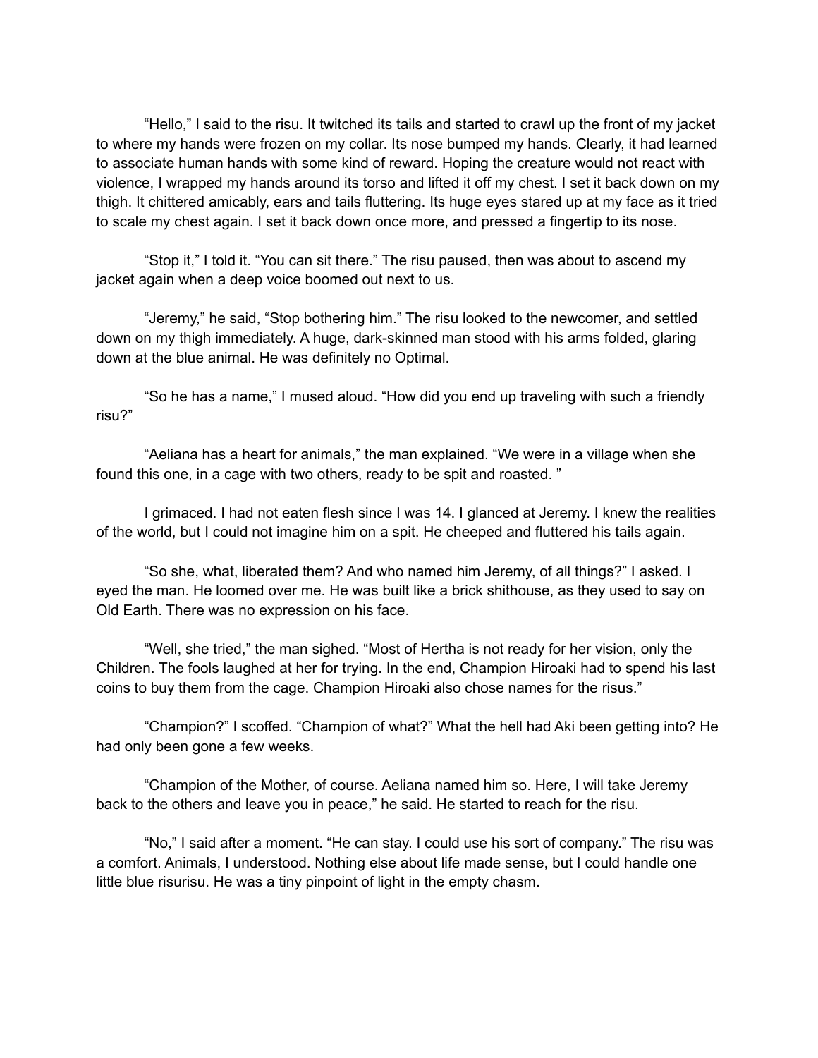"Hello," I said to the risu. It twitched its tails and started to crawl up the front of my jacket to where my hands were frozen on my collar. Its nose bumped my hands. Clearly, it had learned to associate human hands with some kind of reward. Hoping the creature would not react with violence, I wrapped my hands around its torso and lifted it off my chest. I set it back down on my thigh. It chittered amicably, ears and tails fluttering. Its huge eyes stared up at my face as it tried to scale my chest again. I set it back down once more, and pressed a fingertip to its nose.

"Stop it," I told it. "You can sit there." The risu paused, then was about to ascend my jacket again when a deep voice boomed out next to us.

"Jeremy," he said, "Stop bothering him." The risu looked to the newcomer, and settled down on my thigh immediately. A huge, dark-skinned man stood with his arms folded, glaring down at the blue animal. He was definitely no Optimal.

"So he has a name," I mused aloud. "How did you end up traveling with such a friendly risu?"

"Aeliana has a heart for animals," the man explained. "We were in a village when she found this one, in a cage with two others, ready to be spit and roasted. "

I grimaced. I had not eaten flesh since I was 14. I glanced at Jeremy. I knew the realities of the world, but I could not imagine him on a spit. He cheeped and fluttered his tails again.

"So she, what, liberated them? And who named him Jeremy, of all things?" I asked. I eyed the man. He loomed over me. He was built like a brick shithouse, as they used to say on Old Earth. There was no expression on his face.

"Well, she tried," the man sighed. "Most of Hertha is not ready for her vision, only the Children. The fools laughed at her for trying. In the end, Champion Hiroaki had to spend his last coins to buy them from the cage. Champion Hiroaki also chose names for the risus."

"Champion?" I scoffed. "Champion of what?" What the hell had Aki been getting into? He had only been gone a few weeks.

"Champion of the Mother, of course. Aeliana named him so. Here, I will take Jeremy back to the others and leave you in peace," he said. He started to reach for the risu.

"No," I said after a moment. "He can stay. I could use his sort of company." The risu was a comfort. Animals, I understood. Nothing else about life made sense, but I could handle one little blue risurisu. He was a tiny pinpoint of light in the empty chasm.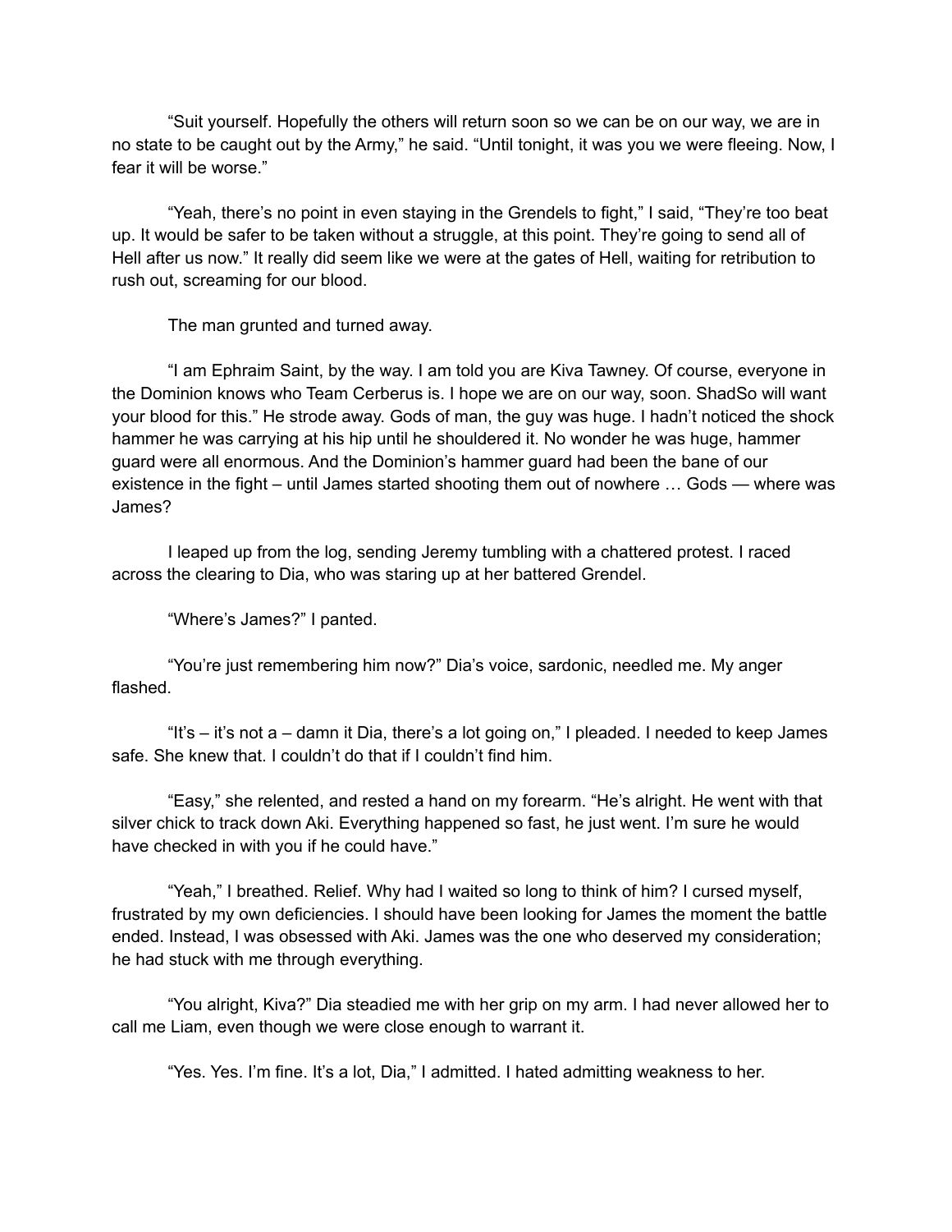"Suit yourself. Hopefully the others will return soon so we can be on our way, we are in no state to be caught out by the Army," he said. "Until tonight, it was you we were fleeing. Now, I fear it will be worse."

"Yeah, there's no point in even staying in the Grendels to fight," I said, "They're too beat up. It would be safer to be taken without a struggle, at this point. They're going to send all of Hell after us now." It really did seem like we were at the gates of Hell, waiting for retribution to rush out, screaming for our blood.

The man grunted and turned away.

"I am Ephraim Saint, by the way. I am told you are Kiva Tawney. Of course, everyone in the Dominion knows who Team Cerberus is. I hope we are on our way, soon. ShadSo will want your blood for this." He strode away. Gods of man, the guy was huge. I hadn't noticed the shock hammer he was carrying at his hip until he shouldered it. No wonder he was huge, hammer guard were all enormous. And the Dominion's hammer guard had been the bane of our existence in the fight – until James started shooting them out of nowhere … Gods — where was James?

I leaped up from the log, sending Jeremy tumbling with a chattered protest. I raced across the clearing to Dia, who was staring up at her battered Grendel.

"Where's James?" I panted.

"You're just remembering him now?" Dia's voice, sardonic, needled me. My anger flashed.

"It's – it's not a – damn it Dia, there's a lot going on," I pleaded. I needed to keep James safe. She knew that. I couldn't do that if I couldn't find him.

"Easy," she relented, and rested a hand on my forearm. "He's alright. He went with that silver chick to track down Aki. Everything happened so fast, he just went. I'm sure he would have checked in with you if he could have."

"Yeah," I breathed. Relief. Why had I waited so long to think of him? I cursed myself, frustrated by my own deficiencies. I should have been looking for James the moment the battle ended. Instead, I was obsessed with Aki. James was the one who deserved my consideration; he had stuck with me through everything.

"You alright, Kiva?" Dia steadied me with her grip on my arm. I had never allowed her to call me Liam, even though we were close enough to warrant it.

"Yes. Yes. I'm fine. It's a lot, Dia," I admitted. I hated admitting weakness to her.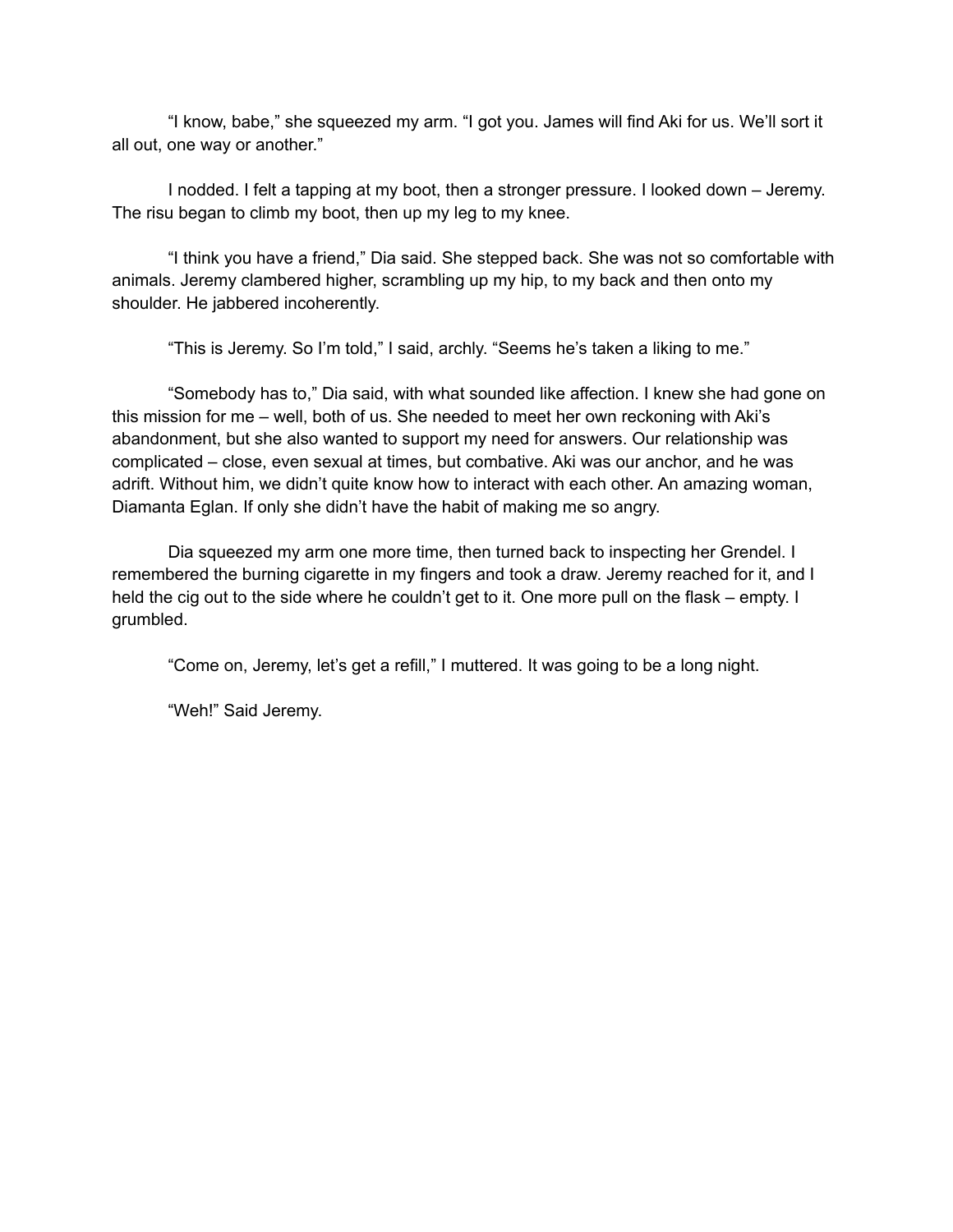"I know, babe," she squeezed my arm. "I got you. James will find Aki for us. We'll sort it all out, one way or another."

I nodded. I felt a tapping at my boot, then a stronger pressure. I looked down – Jeremy. The risu began to climb my boot, then up my leg to my knee.

"I think you have a friend," Dia said. She stepped back. She was not so comfortable with animals. Jeremy clambered higher, scrambling up my hip, to my back and then onto my shoulder. He jabbered incoherently.

"This is Jeremy. So I'm told," I said, archly. "Seems he's taken a liking to me."

"Somebody has to," Dia said, with what sounded like affection. I knew she had gone on this mission for me – well, both of us. She needed to meet her own reckoning with Aki's abandonment, but she also wanted to support my need for answers. Our relationship was complicated – close, even sexual at times, but combative. Aki was our anchor, and he was adrift. Without him, we didn't quite know how to interact with each other. An amazing woman, Diamanta Eglan. If only she didn't have the habit of making me so angry.

Dia squeezed my arm one more time, then turned back to inspecting her Grendel. I remembered the burning cigarette in my fingers and took a draw. Jeremy reached for it, and I held the cig out to the side where he couldn't get to it. One more pull on the flask – empty. I grumbled.

"Come on, Jeremy, let's get a refill," I muttered. It was going to be a long night.

"Weh!" Said Jeremy.